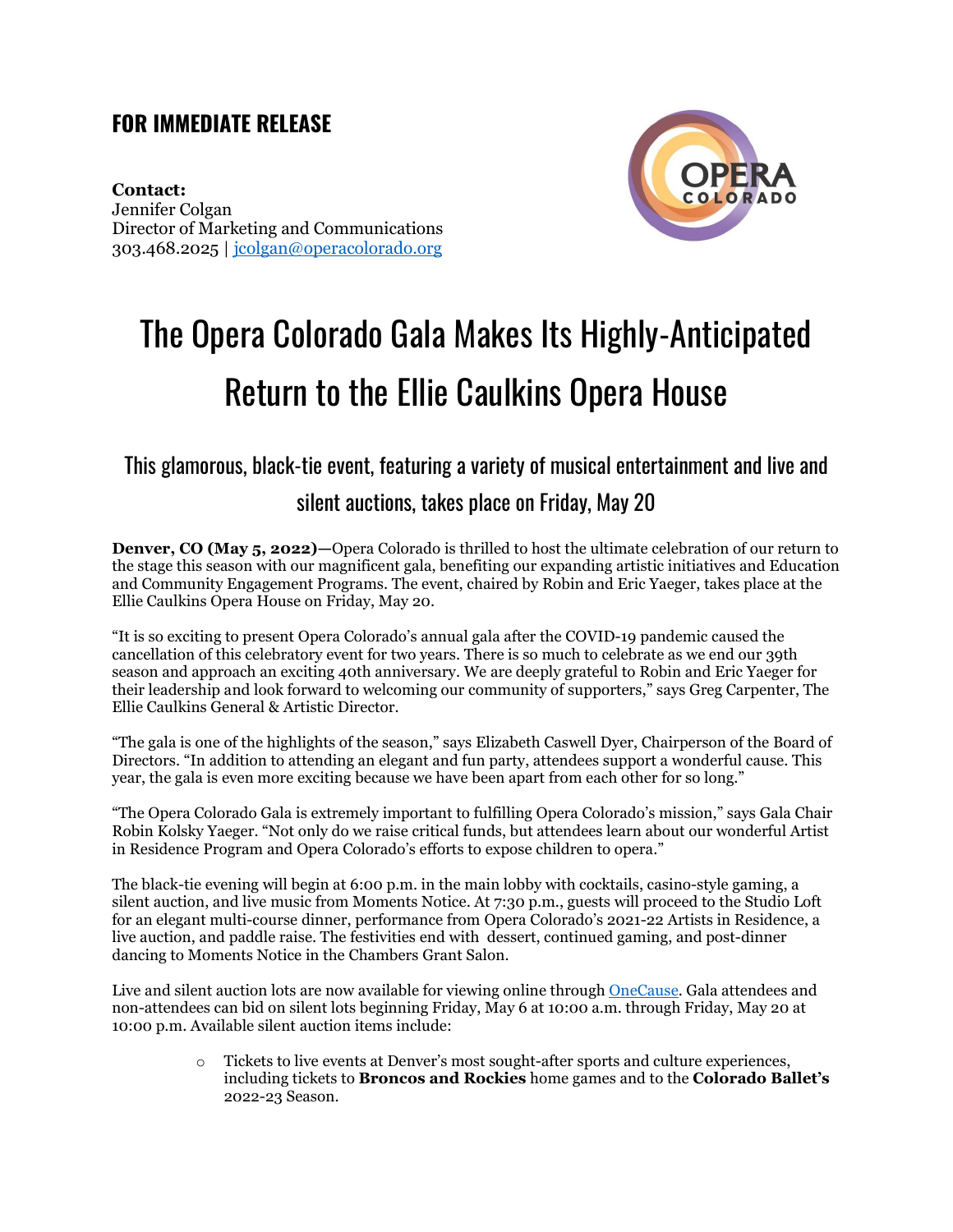## FOR IMMEDIATE RELEASE

**Contact:**
Jennifer Colgan
Director of Marketing and Communications
303.468.2025 | [jcolgan@operacolorado.org](mailto:jcolgan@operacolorado.org)

# The Opera Colorado Gala Makes Its Highly-Anticipated Return to the Ellie Caulkins Opera House

## This glamorous, black-tie event, featuring a variety of musical entertainment and live and silent auctions, takes place on Friday, May 20

**Denver, CO (May 5, 2022)—**Opera Colorado is thrilled to host the ultimate celebration of our return to the stage this season with our magnificent gala, benefiting our expanding artistic initiatives and Education and Community Engagement Programs. The event, chaired by Robin and Eric Yaeger, takes place at the Ellie Caulkins Opera House on Friday, May 20.

"It is so exciting to present Opera Colorado's annual gala after the COVID-19 pandemic caused the cancellation of this celebratory event for two years. There is so much to celebrate as we end our 39th season and approach an exciting 40th anniversary. We are deeply grateful to Robin and Eric Yaeger for their leadership and look forward to welcoming our community of supporters," says Greg Carpenter, The Ellie Caulkins General & Artistic Director.

"The gala is one of the highlights of the season," says Elizabeth Caswell Dyer, Chairperson of the Board of Directors. "In addition to attending an elegant and fun party, attendees support a wonderful cause. This year, the gala is even more exciting because we have been apart from each other for so long."

"The Opera Colorado Gala is extremely important to fulfilling Opera Colorado's mission," says Gala Chair Robin Kolsky Yaeger. "Not only do we raise critical funds, but attendees learn about our wonderful Artist in Residence Program and Opera Colorado's efforts to expose children to opera."

The black-tie evening will begin at 6:00 p.m. in the main lobby with cocktails, casino-style gaming, a silent auction, and live music from Moments Notice. At 7:30 p.m., guests will proceed to the Studio Loft for an elegant multi-course dinner, performance from Opera Colorado's 2021-22 Artists in Residence, a live auction, and paddle raise. The festivities end with dessert, continued gaming, and post-dinner dancing to Moments Notice in the Chambers Grant Salon.

Live and silent auction lots are now available for viewing online through OneCause. Gala attendees and non-attendees can bid on silent lots beginning Friday, May 6 at 10:00 a.m. through Friday, May 20 at 10:00 p.m. Available silent auction items include:

- Tickets to live events at Denver's most sought-after sports and culture experiences, including tickets to **Broncos and Rockies** home games and to the **Colorado Ballet's** 2022-23 Season.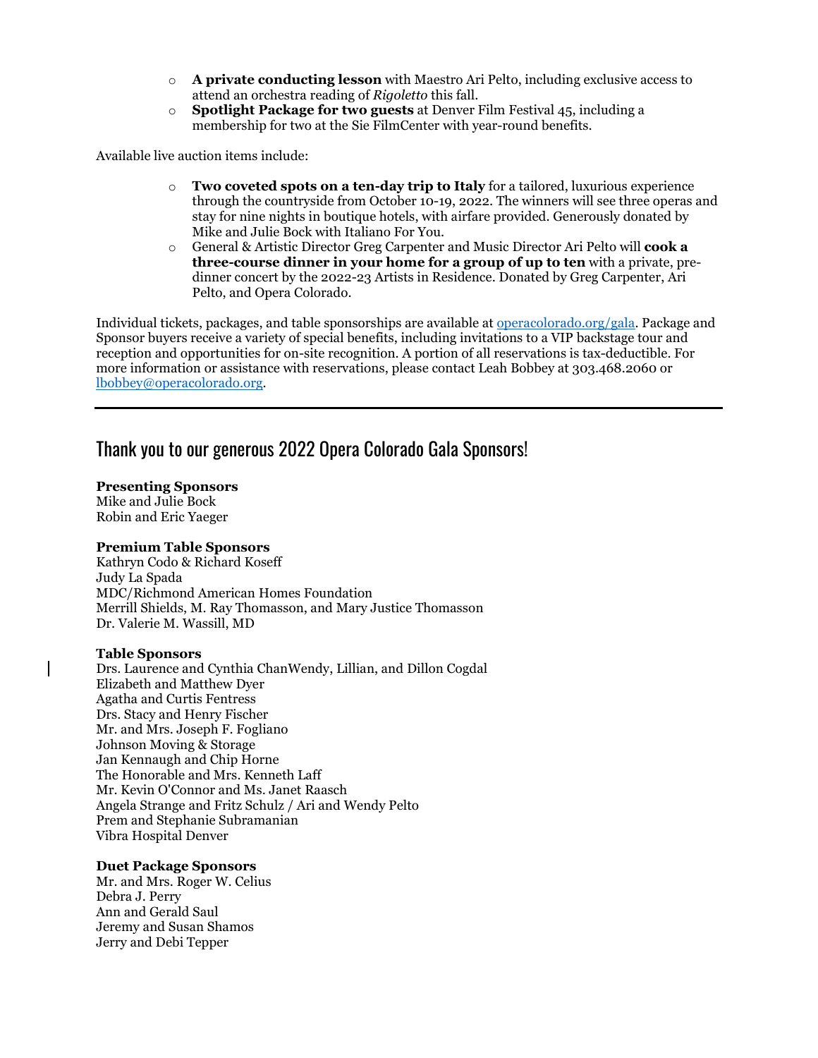- **A private conducting lesson** with Maestro Ari Pelto, including exclusive access to attend an orchestra reading of *Rigoletto* this fall.
- **Spotlight Package for two guests** at Denver Film Festival 45, including a membership for two at the Sie FilmCenter with year-round benefits.

Available live auction items include:

- **Two coveted spots on a ten-day trip to Italy** for a tailored, luxurious experience through the countryside from October 10-19, 2022. The winners will see three operas and stay for nine nights in boutique hotels, with airfare provided. Generously donated by Mike and Julie Bock with Italiano For You.
- General & Artistic Director Greg Carpenter and Music Director Ari Pelto will **cook a three-course dinner in your home for a group of up to ten** with a private, pre-dinner concert by the 2022-23 Artists in Residence. Donated by Greg Carpenter, Ari Pelto, and Opera Colorado.

Individual tickets, packages, and table sponsorships are available at [operacolorado.org/gala](operacolorado.org/gala). Package and Sponsor buyers receive a variety of special benefits, including invitations to a VIP backstage tour and reception and opportunities for on-site recognition. A portion of all reservations is tax-deductible. For more information or assistance with reservations, please contact Leah Bobbey at 303.468.2060 or [lbobbey@operacolorado.org](mailto:lbobbey@operacolorado.org).

---

## Thank you to our generous 2022 Opera Colorado Gala Sponsors!

**Presenting Sponsors**
Mike and Julie Bock
Robin and Eric Yaeger

**Premium Table Sponsors**
Kathryn Codo & Richard Koseff
Judy La Spada
MDC/Richmond American Homes Foundation
Merrill Shields, M. Ray Thomasson, and Mary Justice Thomasson
Dr. Valerie M. Wassill, MD

**Table Sponsors**
Drs. Laurence and Cynthia ChanWendy, Lillian, and Dillon Cogdal
Elizabeth and Matthew Dyer
Agatha and Curtis Fentress
Drs. Stacy and Henry Fischer
Mr. and Mrs. Joseph F. Fogliano
Johnson Moving & Storage
Jan Kennaugh and Chip Horne
The Honorable and Mrs. Kenneth Laff
Mr. Kevin O'Connor and Ms. Janet Raasch
Angela Strange and Fritz Schulz / Ari and Wendy Pelto
Prem and Stephanie Subramanian
Vibra Hospital Denver

**Duet Package Sponsors**
Mr. and Mrs. Roger W. Celius
Debra J. Perry
Ann and Gerald Saul
Jeremy and Susan Shamos
Jerry and Debi Tepper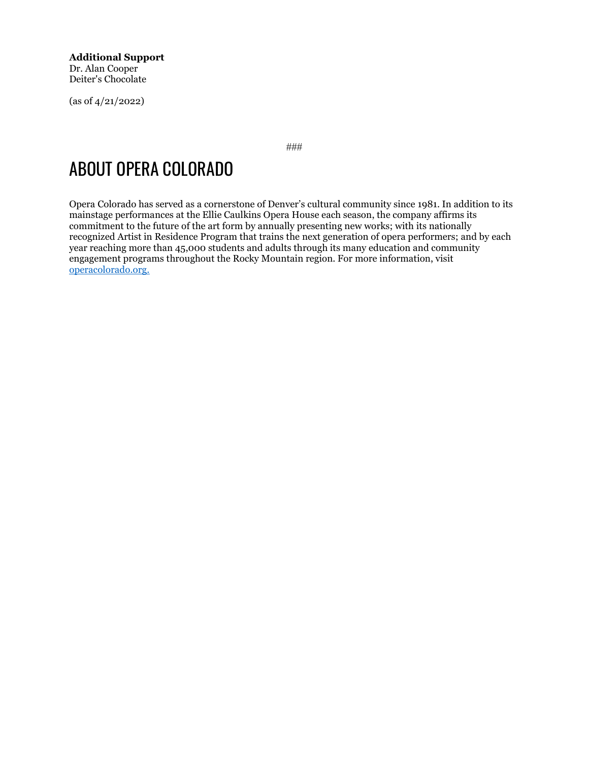**Additional Support**
Dr. Alan Cooper
Deiter's Chocolate

(as of 4/21/2022)

###

# ABOUT OPERA COLORADO

Opera Colorado has served as a cornerstone of Denver's cultural community since 1981. In addition to its mainstage performances at the Ellie Caulkins Opera House each season, the company affirms its commitment to the future of the art form by annually presenting new works; with its nationally recognized Artist in Residence Program that trains the next generation of opera performers; and by each year reaching more than 45,000 students and adults through its many education and community engagement programs throughout the Rocky Mountain region. For more information, visit [operacolorado.org.](https://operacolorado.org)